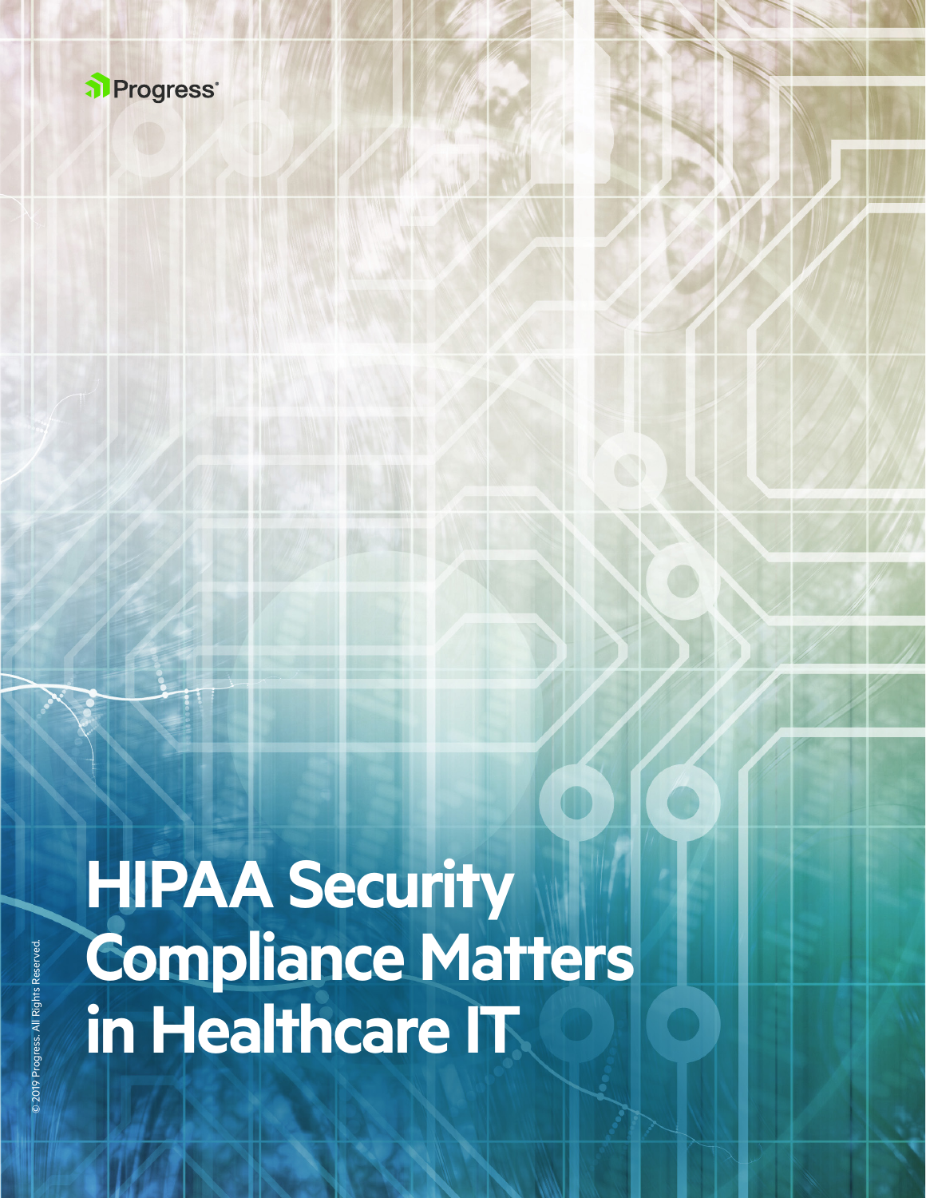Progress

# HIPAA Security Compliance Matters in Healthcare IT

© 2019 Progress. All Rights Reserved.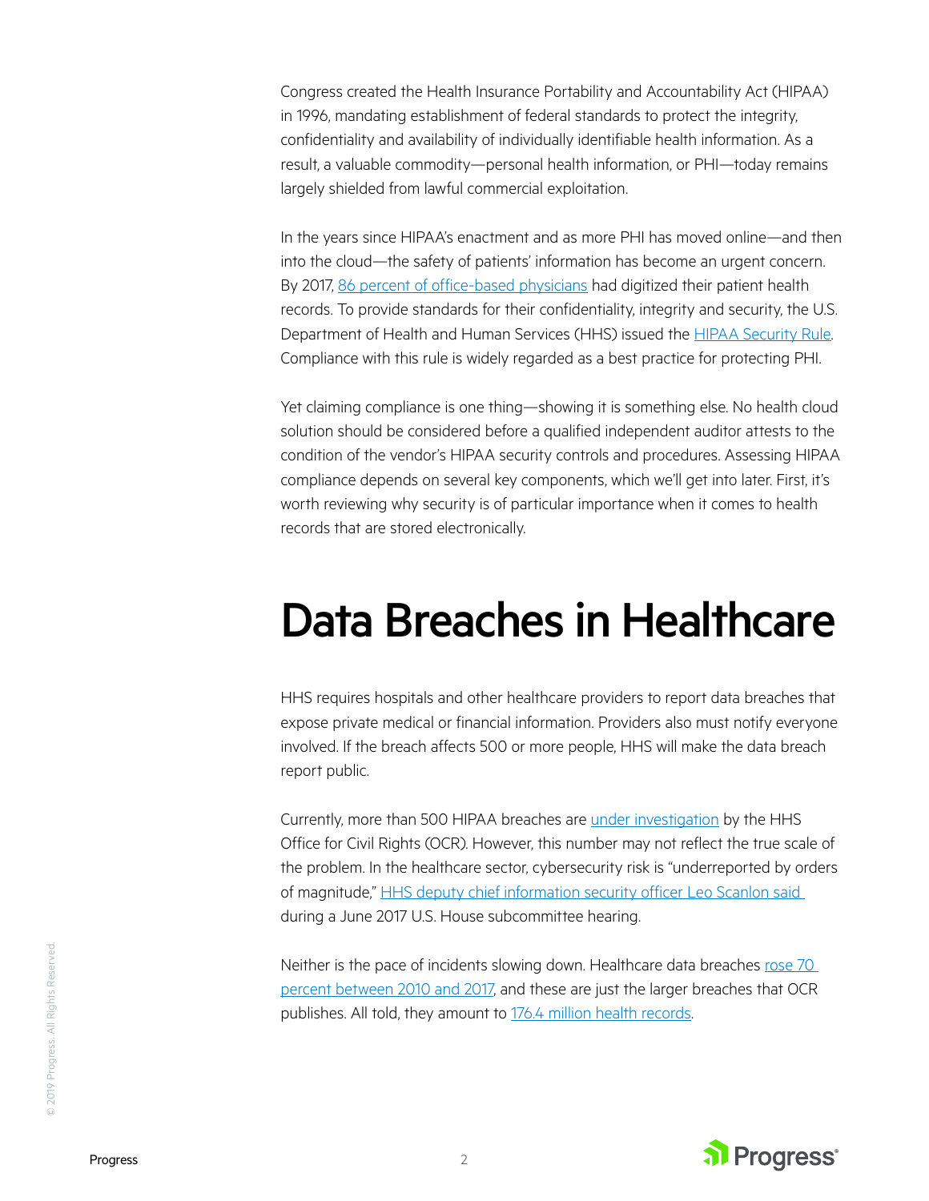Congress created the Health Insurance Portability and Accountability Act (HIPAA) in 1996, mandating establishment of federal standards to protect the integrity, confidentiality and availability of individually identifiable health information. As a result, a valuable commodity—personal health information, or PHI—today remains largely shielded from lawful commercial exploitation.

In the years since HIPAA's enactment and as more PHI has moved online—and then into the cloud—the safety of patients' information has become an urgent concern. By 2017, 86 percent of office-based physicians had digitized their patient health records. To provide standards for their confidentiality, integrity and security, the U.S. Department of Health and Human Services (HHS) issued the HIPAA Security Rule. Compliance with this rule is widely regarded as a best practice for protecting PHI.

Yet claiming compliance is one thing—showing it is something else. No health cloud solution should be considered before a qualified independent auditor attests to the condition of the vendor's HIPAA security controls and procedures. Assessing HIPAA compliance depends on several key components, which we'll get into later. First, it's worth reviewing why security is of particular importance when it comes to health records that are stored electronically.

# Data Breaches in Healthcare

HHS requires hospitals and other healthcare providers to report data breaches that expose private medical or financial information. Providers also must notify everyone involved. If the breach affects 500 or more people, HHS will make the data breach report public.

Currently, more than 500 HIPAA breaches are under investigation by the HHS Office for Civil Rights (OCR). However, this number may not reflect the true scale of the problem. In the healthcare sector, cybersecurity risk is "underreported by orders of magnitude," HHS deputy chief information security officer Leo Scanlon said during a June 2017 U.S. House subcommittee hearing.

Neither is the pace of incidents slowing down. Healthcare data breaches rose 70 percent between 2010 and 2017, and these are just the larger breaches that OCR publishes. All told, they amount to 176.4 million health records.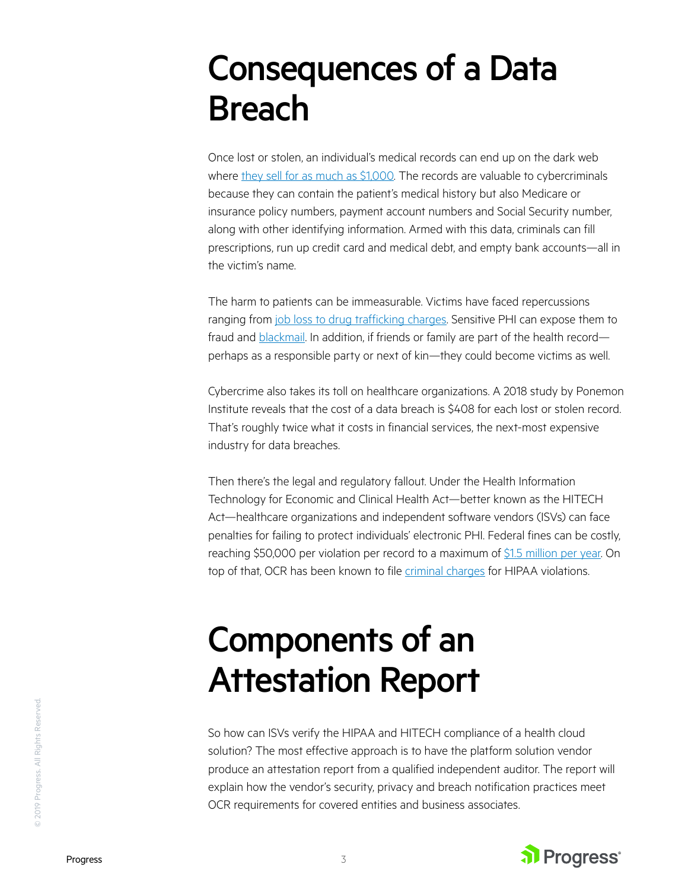# Consequences of a Data Breach

Once lost or stolen, an individual's medical records can end up on the dark web where they sell for as much as $1,000. The records are valuable to cybercriminals because they can contain the patient's medical history but also Medicare or insurance policy numbers, payment account numbers and Social Security number, along with other identifying information. Armed with this data, criminals can fill prescriptions, run up credit card and medical debt, and empty bank accounts—all in the victim's name.

The harm to patients can be immeasurable. Victims have faced repercussions ranging from job loss to drug trafficking charges. Sensitive PHI can expose them to fraud and blackmail. In addition, if friends or family are part of the health record—perhaps as a responsible party or next of kin—they could become victims as well.

Cybercrime also takes its toll on healthcare organizations. A 2018 study by Ponemon Institute reveals that the cost of a data breach is $408 for each lost or stolen record. That's roughly twice what it costs in financial services, the next-most expensive industry for data breaches.

Then there's the legal and regulatory fallout. Under the Health Information Technology for Economic and Clinical Health Act—better known as the HITECH Act—healthcare organizations and independent software vendors (ISVs) can face penalties for failing to protect individuals' electronic PHI. Federal fines can be costly, reaching $50,000 per violation per record to a maximum of $1.5 million per year. On top of that, OCR has been known to file criminal charges for HIPAA violations.

# Components of an Attestation Report

So how can ISVs verify the HIPAA and HITECH compliance of a health cloud solution? The most effective approach is to have the platform solution vendor produce an attestation report from a qualified independent auditor. The report will explain how the vendor's security, privacy and breach notification practices meet OCR requirements for covered entities and business associates.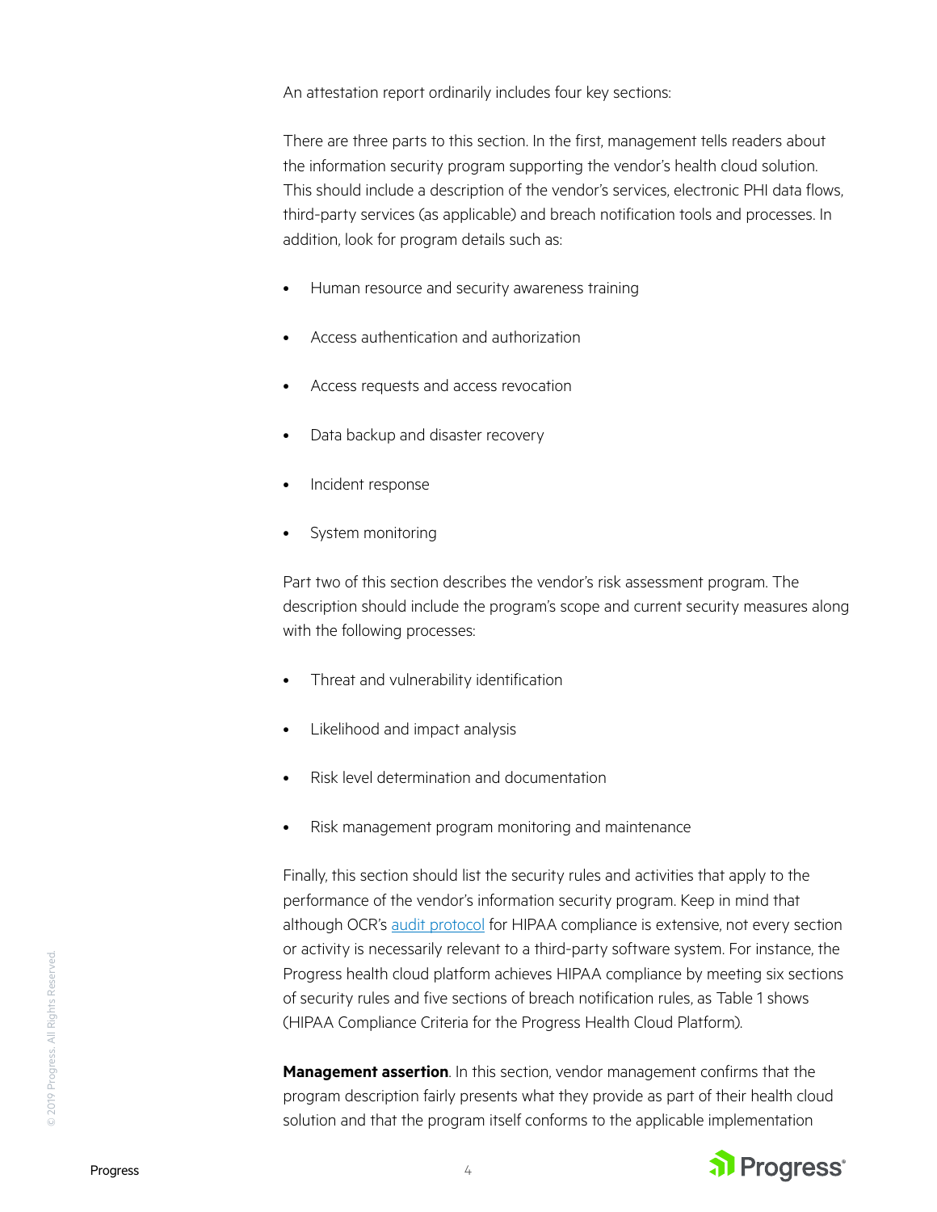An attestation report ordinarily includes four key sections:

There are three parts to this section. In the first, management tells readers about the information security program supporting the vendor's health cloud solution. This should include a description of the vendor's services, electronic PHI data flows, third-party services (as applicable) and breach notification tools and processes. In addition, look for program details such as:

- Human resource and security awareness training
- Access authentication and authorization
- Access requests and access revocation
- Data backup and disaster recovery
- Incident response
- System monitoring

Part two of this section describes the vendor's risk assessment program. The description should include the program's scope and current security measures along with the following processes:

- Threat and vulnerability identification
- Likelihood and impact analysis
- Risk level determination and documentation
- Risk management program monitoring and maintenance

Finally, this section should list the security rules and activities that apply to the performance of the vendor's information security program. Keep in mind that although OCR's audit protocol for HIPAA compliance is extensive, not every section or activity is necessarily relevant to a third-party software system. For instance, the Progress health cloud platform achieves HIPAA compliance by meeting six sections of security rules and five sections of breach notification rules, as Table 1 shows (HIPAA Compliance Criteria for the Progress Health Cloud Platform).

**Management assertion**. In this section, vendor management confirms that the program description fairly presents what they provide as part of their health cloud solution and that the program itself conforms to the applicable implementation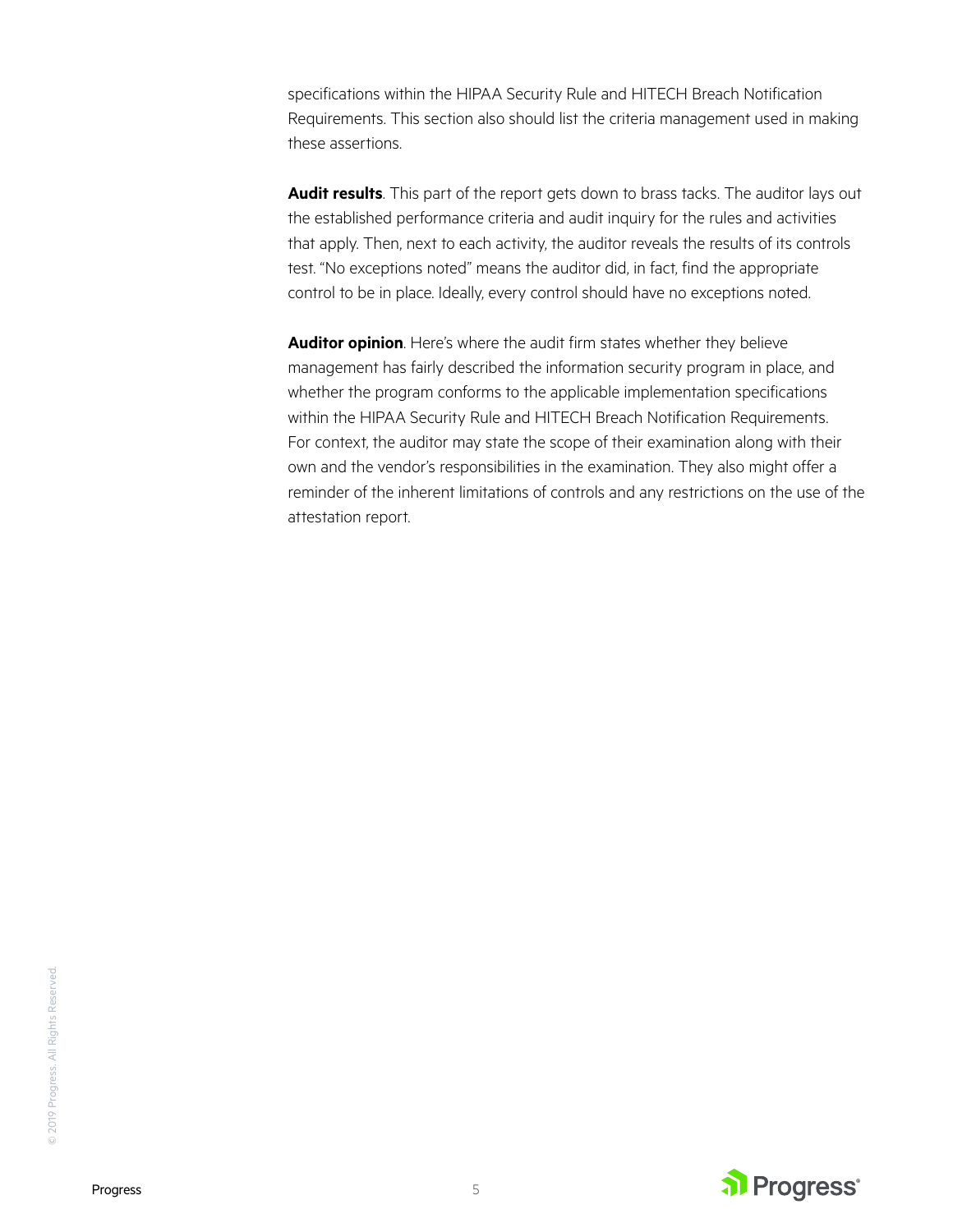specifications within the HIPAA Security Rule and HITECH Breach Notification Requirements. This section also should list the criteria management used in making these assertions.

**Audit results**. This part of the report gets down to brass tacks. The auditor lays out the established performance criteria and audit inquiry for the rules and activities that apply. Then, next to each activity, the auditor reveals the results of its controls test. "No exceptions noted" means the auditor did, in fact, find the appropriate control to be in place. Ideally, every control should have no exceptions noted.

**Auditor opinion**. Here's where the audit firm states whether they believe management has fairly described the information security program in place, and whether the program conforms to the applicable implementation specifications within the HIPAA Security Rule and HITECH Breach Notification Requirements. For context, the auditor may state the scope of their examination along with their own and the vendor's responsibilities in the examination. They also might offer a reminder of the inherent limitations of controls and any restrictions on the use of the attestation report.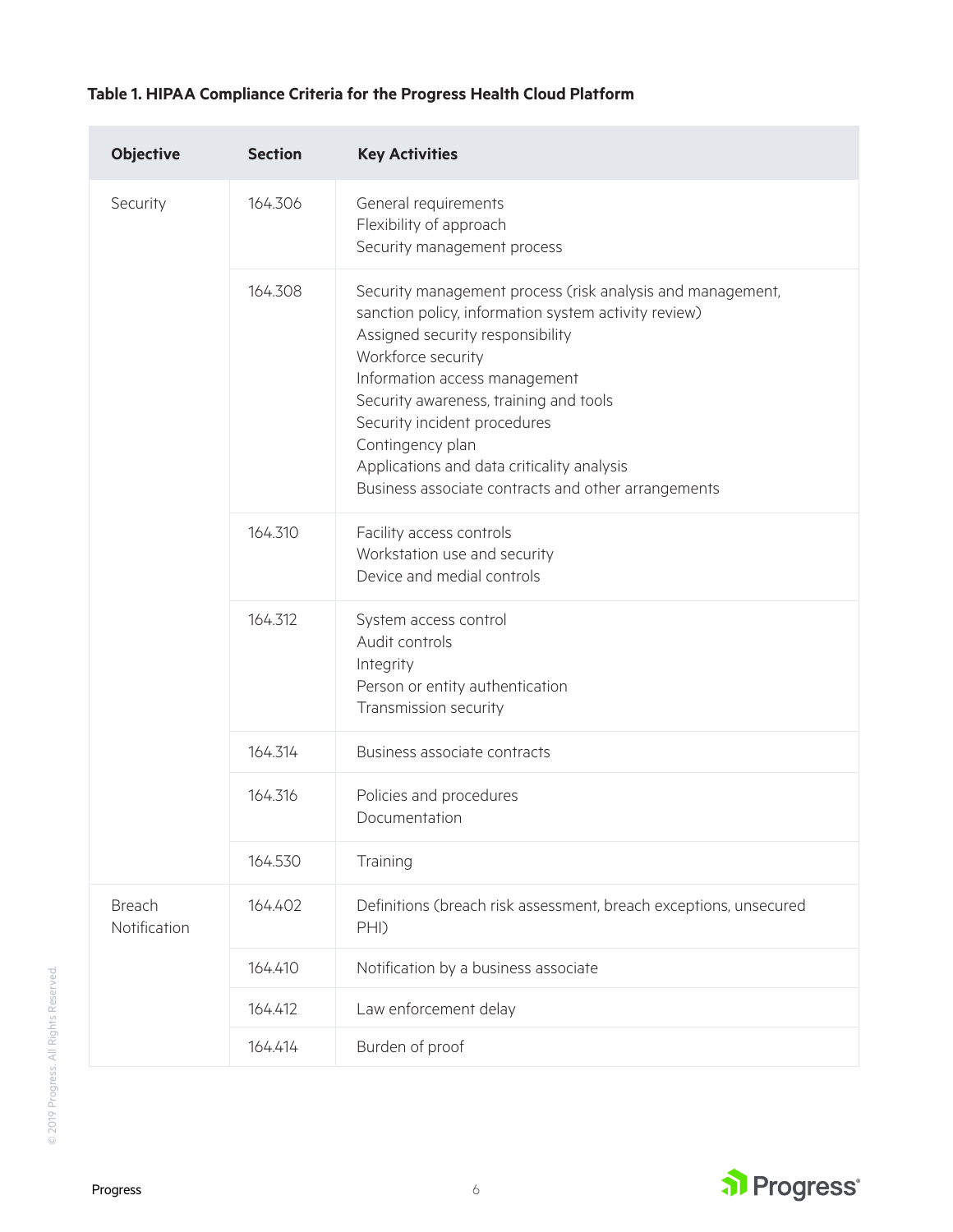**Table 1. HIPAA Compliance Criteria for the Progress Health Cloud Platform**

| Objective | Section | Key Activities |
|---|---|---|
| Security | 164.306 | General requirements<br>Flexibility of approach<br>Security management process |
| | 164.308 | Security management process (risk analysis and management, sanction policy, information system activity review)<br>Assigned security responsibility<br>Workforce security<br>Information access management<br>Security awareness, training and tools<br>Security incident procedures<br>Contingency plan<br>Applications and data criticality analysis<br>Business associate contracts and other arrangements |
| | 164.310 | Facility access controls<br>Workstation use and security<br>Device and medial controls |
| | 164.312 | System access control<br>Audit controls<br>Integrity<br>Person or entity authentication<br>Transmission security |
| | 164.314 | Business associate contracts |
| | 164.316 | Policies and procedures<br>Documentation |
| | 164.530 | Training |
| Breach Notification | 164.402 | Definitions (breach risk assessment, breach exceptions, unsecured PHI) |
| | 164.410 | Notification by a business associate |
| | 164.412 | Law enforcement delay |
| | 164.414 | Burden of proof |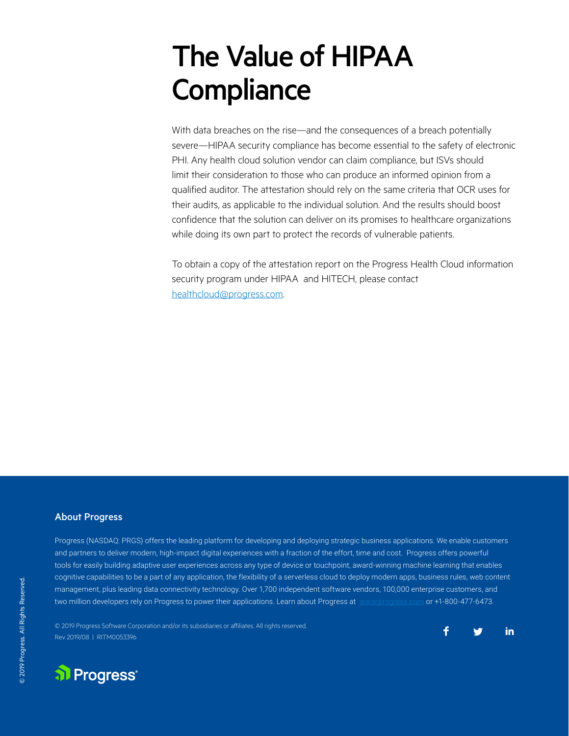# The Value of HIPAA Compliance

With data breaches on the rise—and the consequences of a breach potentially severe—HIPAA security compliance has become essential to the safety of electronic PHI. Any health cloud solution vendor can claim compliance, but ISVs should limit their consideration to those who can produce an informed opinion from a qualified auditor. The attestation should rely on the same criteria that OCR uses for their audits, as applicable to the individual solution. And the results should boost confidence that the solution can deliver on its promises to healthcare organizations while doing its own part to protect the records of vulnerable patients.

To obtain a copy of the attestation report on the Progress Health Cloud information security program under HIPAA and HITECH, please contact healthcloud@progress.com.

## About Progress

Progress (NASDAQ: PRGS) offers the leading platform for developing and deploying strategic business applications. We enable customers and partners to deliver modern, high-impact digital experiences with a fraction of the effort, time and cost. Progress offers powerful tools for easily building adaptive user experiences across any type of device or touchpoint, award-winning machine learning that enables cognitive capabilities to be a part of any application, the flexibility of a serverless cloud to deploy modern apps, business rules, web content management, plus leading data connectivity technology. Over 1,700 independent software vendors, 100,000 enterprise customers, and two million developers rely on Progress to power their applications. Learn about Progress at www.progress.com or +1-800-477-6473.

© 2019 Progress Software Corporation and/or its subsidiaries or affiliates. All rights reserved.
Rev 2019/08 | RITM0053396